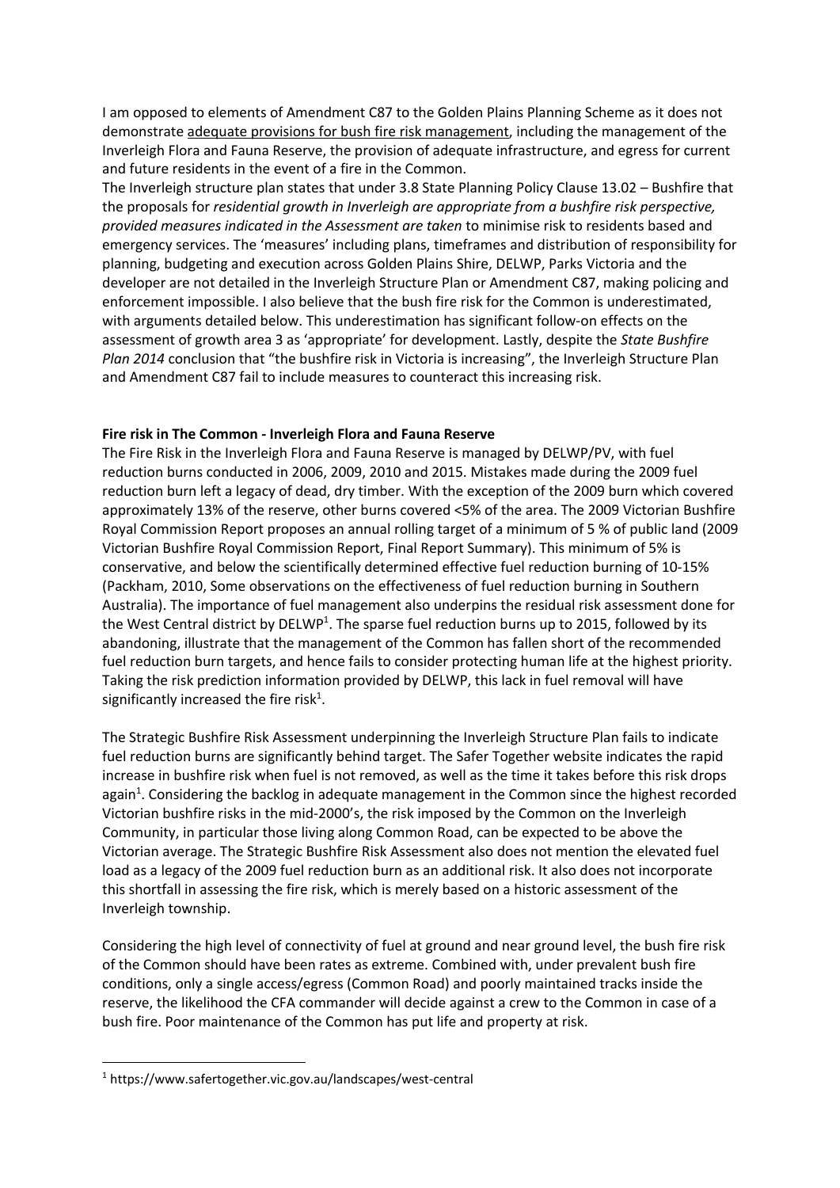I am opposed to elements of Amendment C87 to the Golden Plains Planning Scheme as it does not demonstrate <u>adequate provisions for bush fire risk management</u>, including the management of the Inverleigh Flora and Fauna Reserve, the provision of adequate infrastructure, and egress for current and future residents in the event of a fire in the Common.

The Inverleigh structure plan states that under 3.8 State Planning Policy Clause 13.02 – Bushfire that the proposals for *residential growth in Inverleigh are appropriate from a bushfire risk perspective, provided measures indicated in the Assessment are taken* to minimise risk to residents based and emergency services. The 'measures' including plans, timeframes and distribution of responsibility for planning, budgeting and execution across Golden Plains Shire, DELWP, Parks Victoria and the developer are not detailed in the Inverleigh Structure Plan or Amendment C87, making policing and enforcement impossible. I also believe that the bush fire risk for the Common is underestimated, with arguments detailed below. This underestimation has significant follow-on effects on the assessment of growth area 3 as 'appropriate' for development. Lastly, despite the *State Bushfire Plan 2014* conclusion that "the bushfire risk in Victoria is increasing", the Inverleigh Structure Plan and Amendment C87 fail to include measures to counteract this increasing risk.

**Fire risk in The Common - Inverleigh Flora and Fauna Reserve**

The Fire Risk in the Inverleigh Flora and Fauna Reserve is managed by DELWP/PV, with fuel reduction burns conducted in 2006, 2009, 2010 and 2015. Mistakes made during the 2009 fuel reduction burn left a legacy of dead, dry timber. With the exception of the 2009 burn which covered approximately 13% of the reserve, other burns covered <5% of the area. The 2009 Victorian Bushfire Royal Commission Report proposes an annual rolling target of a minimum of 5 % of public land (2009 Victorian Bushfire Royal Commission Report, Final Report Summary). This minimum of 5% is conservative, and below the scientifically determined effective fuel reduction burning of 10-15% (Packham, 2010, Some observations on the effectiveness of fuel reduction burning in Southern Australia). The importance of fuel management also underpins the residual risk assessment done for the West Central district by DELWP[1]. The sparse fuel reduction burns up to 2015, followed by its abandoning, illustrate that the management of the Common has fallen short of the recommended fuel reduction burn targets, and hence fails to consider protecting human life at the highest priority. Taking the risk prediction information provided by DELWP, this lack in fuel removal will have significantly increased the fire risk[1].

The Strategic Bushfire Risk Assessment underpinning the Inverleigh Structure Plan fails to indicate fuel reduction burns are significantly behind target. The Safer Together website indicates the rapid increase in bushfire risk when fuel is not removed, as well as the time it takes before this risk drops again[1]. Considering the backlog in adequate management in the Common since the highest recorded Victorian bushfire risks in the mid-2000's, the risk imposed by the Common on the Inverleigh Community, in particular those living along Common Road, can be expected to be above the Victorian average. The Strategic Bushfire Risk Assessment also does not mention the elevated fuel load as a legacy of the 2009 fuel reduction burn as an additional risk. It also does not incorporate this shortfall in assessing the fire risk, which is merely based on a historic assessment of the Inverleigh township.

Considering the high level of connectivity of fuel at ground and near ground level, the bush fire risk of the Common should have been rates as extreme. Combined with, under prevalent bush fire conditions, only a single access/egress (Common Road) and poorly maintained tracks inside the reserve, the likelihood the CFA commander will decide against a crew to the Common in case of a bush fire. Poor maintenance of the Common has put life and property at risk.

---

[1] https://www.safertogether.vic.gov.au/landscapes/west-central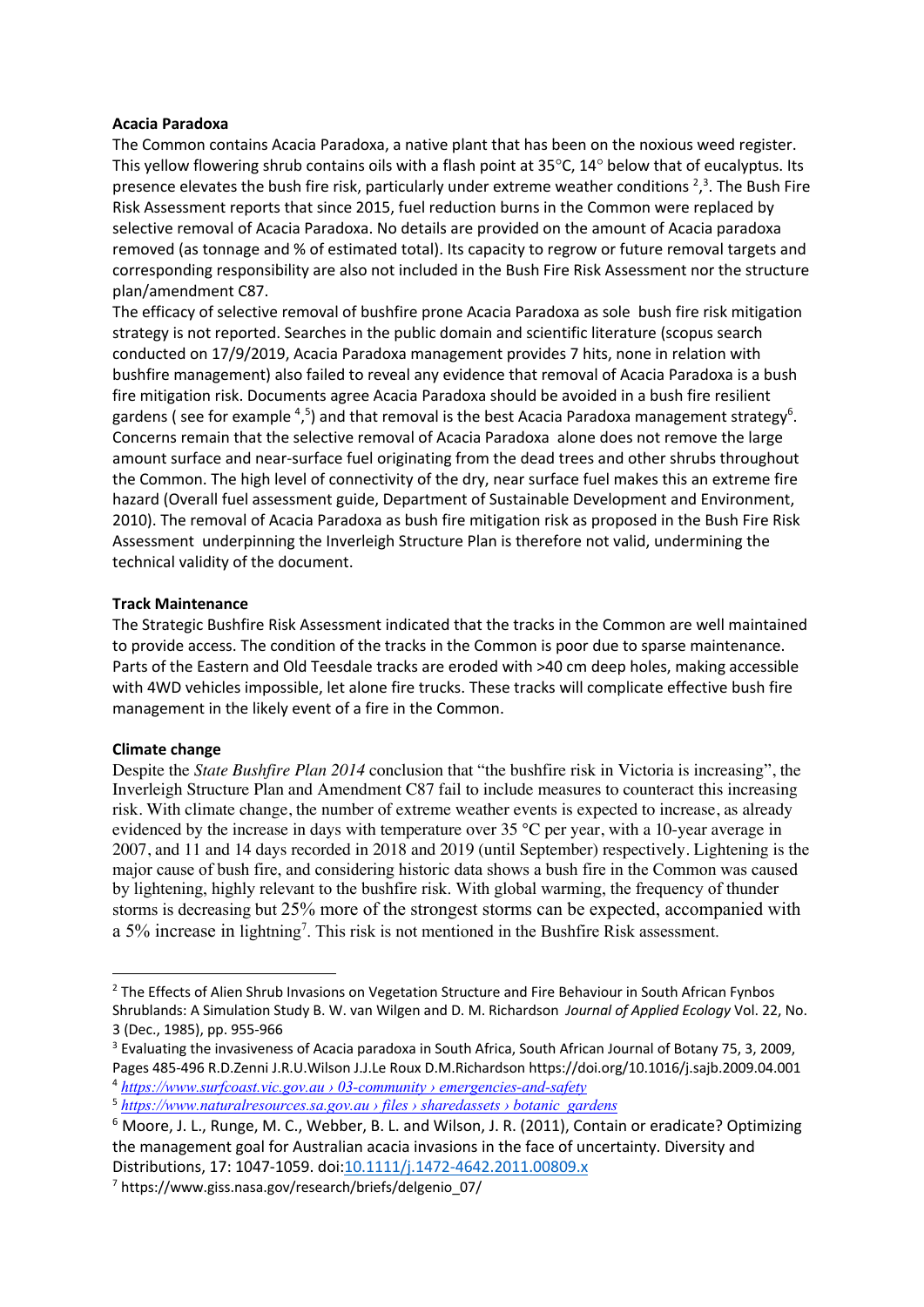**Acacia Paradoxa**

The Common contains Acacia Paradoxa, a native plant that has been on the noxious weed register. This yellow flowering shrub contains oils with a flash point at 35°C, 14° below that of eucalyptus. Its presence elevates the bush fire risk, particularly under extreme weather conditions [2],[3]. The Bush Fire Risk Assessment reports that since 2015, fuel reduction burns in the Common were replaced by selective removal of Acacia Paradoxa. No details are provided on the amount of Acacia paradoxa removed (as tonnage and % of estimated total). Its capacity to regrow or future removal targets and corresponding responsibility are also not included in the Bush Fire Risk Assessment nor the structure plan/amendment C87.

The efficacy of selective removal of bushfire prone Acacia Paradoxa as sole bush fire risk mitigation strategy is not reported. Searches in the public domain and scientific literature (scopus search conducted on 17/9/2019, Acacia Paradoxa management provides 7 hits, none in relation with bushfire management) also failed to reveal any evidence that removal of Acacia Paradoxa is a bush fire mitigation risk. Documents agree Acacia Paradoxa should be avoided in a bush fire resilient gardens ( see for example [4],[5]) and that removal is the best Acacia Paradoxa management strategy[6]. Concerns remain that the selective removal of Acacia Paradoxa alone does not remove the large amount surface and near-surface fuel originating from the dead trees and other shrubs throughout the Common. The high level of connectivity of the dry, near surface fuel makes this an extreme fire hazard (Overall fuel assessment guide, Department of Sustainable Development and Environment, 2010). The removal of Acacia Paradoxa as bush fire mitigation risk as proposed in the Bush Fire Risk Assessment underpinning the Inverleigh Structure Plan is therefore not valid, undermining the technical validity of the document.

**Track Maintenance**

The Strategic Bushfire Risk Assessment indicated that the tracks in the Common are well maintained to provide access. The condition of the tracks in the Common is poor due to sparse maintenance. Parts of the Eastern and Old Teesdale tracks are eroded with >40 cm deep holes, making accessible with 4WD vehicles impossible, let alone fire trucks. These tracks will complicate effective bush fire management in the likely event of a fire in the Common.

**Climate change**

Despite the *State Bushfire Plan 2014* conclusion that "the bushfire risk in Victoria is increasing", the Inverleigh Structure Plan and Amendment C87 fail to include measures to counteract this increasing risk. With climate change, the number of extreme weather events is expected to increase, as already evidenced by the increase in days with temperature over 35 °C per year, with a 10-year average in 2007, and 11 and 14 days recorded in 2018 and 2019 (until September) respectively. Lightening is the major cause of bush fire, and considering historic data shows a bush fire in the Common was caused by lightening, highly relevant to the bushfire risk. With global warming, the frequency of thunder storms is decreasing but 25% more of the strongest storms can be expected, accompanied with a 5% increase in lightning[7]. This risk is not mentioned in the Bushfire Risk assessment.

---

[2] The Effects of Alien Shrub Invasions on Vegetation Structure and Fire Behaviour in South African Fynbos Shrublands: A Simulation Study B. W. van Wilgen and D. M. Richardson *Journal of Applied Ecology* Vol. 22, No. 3 (Dec., 1985), pp. 955-966

[3] Evaluating the invasiveness of Acacia paradoxa in South Africa, South African Journal of Botany 75, 3, 2009, Pages 485-496 R.D.Zenni J.R.U.Wilson J.J.Le Roux D.M.Richardson https://doi.org/10.1016/j.sajb.2009.04.001

[4] *https://www.surfcoast.vic.gov.au › 03-community › emergencies-and-safety*

[5] *https://www.naturalresources.sa.gov.au › files › sharedassets › botanic_gardens*

[6] Moore, J. L., Runge, M. C., Webber, B. L. and Wilson, J. R. (2011), Contain or eradicate? Optimizing the management goal for Australian acacia invasions in the face of uncertainty. Diversity and Distributions, 17: 1047-1059. doi:10.1111/j.1472-4642.2011.00809.x

[7] https://www.giss.nasa.gov/research/briefs/delgenio_07/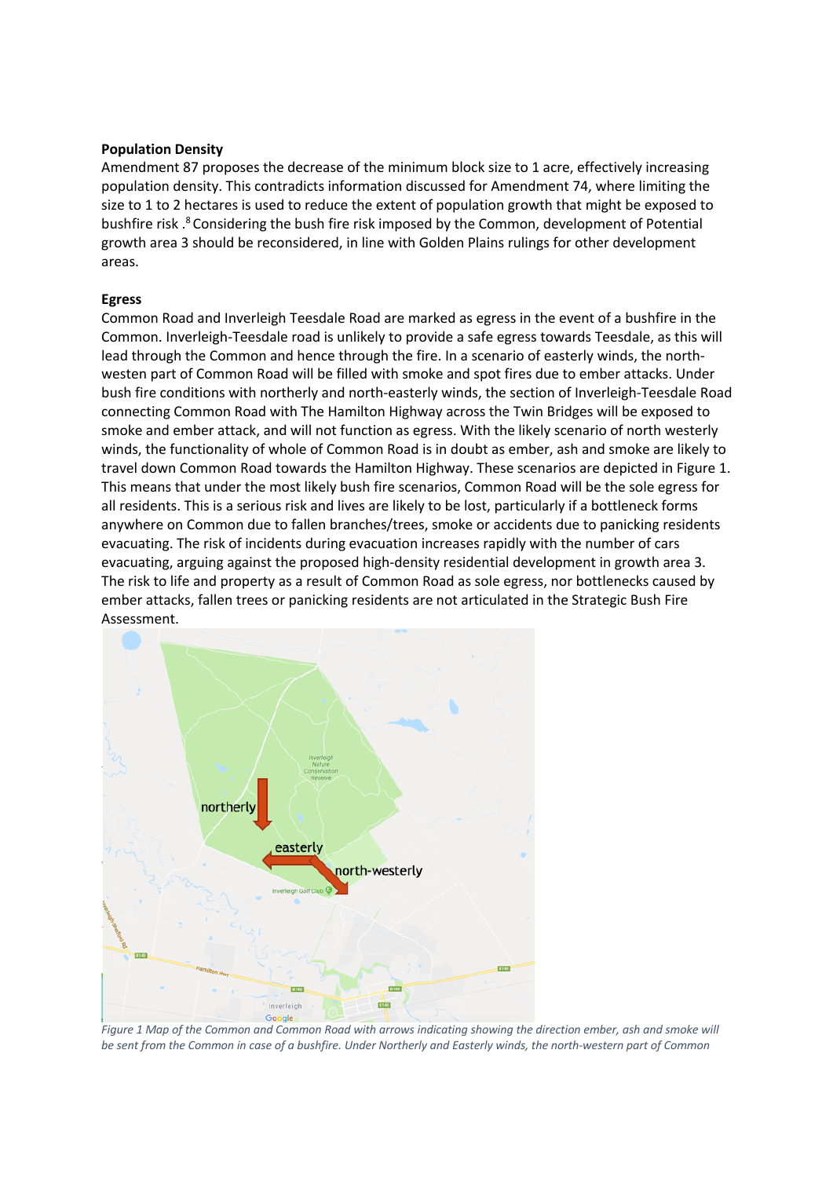**Population Density**

Amendment 87 proposes the decrease of the minimum block size to 1 acre, effectively increasing population density. This contradicts information discussed for Amendment 74, where limiting the size to 1 to 2 hectares is used to reduce the extent of population growth that might be exposed to bushfire risk .[8] Considering the bush fire risk imposed by the Common, development of Potential growth area 3 should be reconsidered, in line with Golden Plains rulings for other development areas.

**Egress**

Common Road and Inverleigh Teesdale Road are marked as egress in the event of a bushfire in the Common. Inverleigh-Teesdale road is unlikely to provide a safe egress towards Teesdale, as this will lead through the Common and hence through the fire. In a scenario of easterly winds, the north-westen part of Common Road will be filled with smoke and spot fires due to ember attacks. Under bush fire conditions with northerly and north-easterly winds, the section of Inverleigh-Teesdale Road connecting Common Road with The Hamilton Highway across the Twin Bridges will be exposed to smoke and ember attack, and will not function as egress. With the likely scenario of north westerly winds, the functionality of whole of Common Road is in doubt as ember, ash and smoke are likely to travel down Common Road towards the Hamilton Highway. These scenarios are depicted in Figure 1. This means that under the most likely bush fire scenarios, Common Road will be the sole egress for all residents. This is a serious risk and lives are likely to be lost, particularly if a bottleneck forms anywhere on Common due to fallen branches/trees, smoke or accidents due to panicking residents evacuating. The risk of incidents during evacuation increases rapidly with the number of cars evacuating, arguing against the proposed high-density residential development in growth area 3. The risk to life and property as a result of Common Road as sole egress, nor bottlenecks caused by ember attacks, fallen trees or panicking residents are not articulated in the Strategic Bush Fire Assessment.

*Figure 1 Map of the Common and Common Road with arrows indicating showing the direction ember, ash and smoke will be sent from the Common in case of a bushfire. Under Northerly and Easterly winds, the north-western part of Common*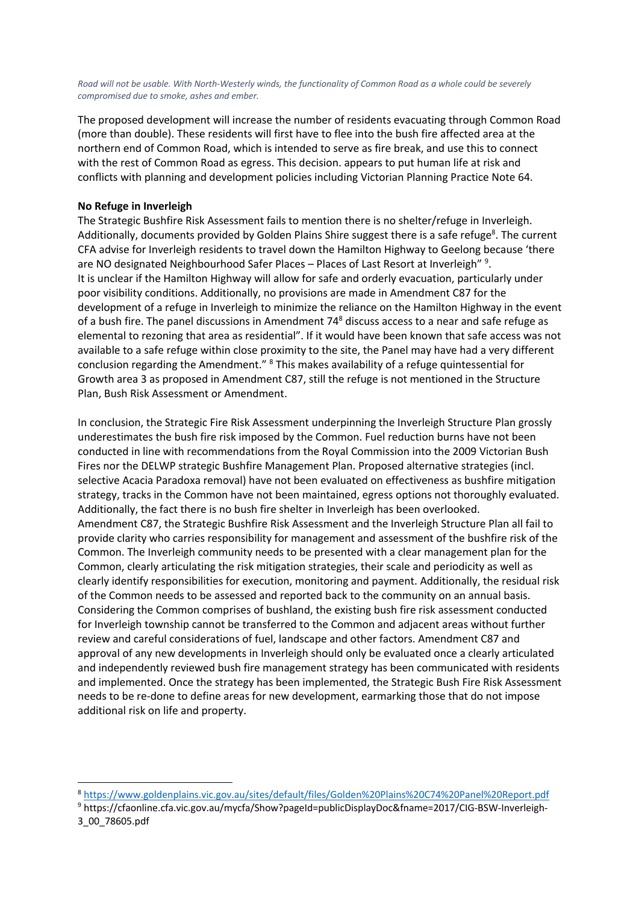*Road will not be usable. With North-Westerly winds, the functionality of Common Road as a whole could be severely compromised due to smoke, ashes and ember.*

The proposed development will increase the number of residents evacuating through Common Road (more than double). These residents will first have to flee into the bush fire affected area at the northern end of Common Road, which is intended to serve as fire break, and use this to connect with the rest of Common Road as egress. This decision. appears to put human life at risk and conflicts with planning and development policies including Victorian Planning Practice Note 64.

**No Refuge in Inverleigh**

The Strategic Bushfire Risk Assessment fails to mention there is no shelter/refuge in Inverleigh. Additionally, documents provided by Golden Plains Shire suggest there is a safe refuge[8]. The current CFA advise for Inverleigh residents to travel down the Hamilton Highway to Geelong because 'there are NO designated Neighbourhood Safer Places – Places of Last Resort at Inverleigh" [9].
It is unclear if the Hamilton Highway will allow for safe and orderly evacuation, particularly under poor visibility conditions. Additionally, no provisions are made in Amendment C87 for the development of a refuge in Inverleigh to minimize the reliance on the Hamilton Highway in the event of a bush fire. The panel discussions in Amendment 74[8] discuss access to a near and safe refuge as elemental to rezoning that area as residential". If it would have been known that safe access was not available to a safe refuge within close proximity to the site, the Panel may have had a very different conclusion regarding the Amendment." [8] This makes availability of a refuge quintessential for Growth area 3 as proposed in Amendment C87, still the refuge is not mentioned in the Structure Plan, Bush Risk Assessment or Amendment.

In conclusion, the Strategic Fire Risk Assessment underpinning the Inverleigh Structure Plan grossly underestimates the bush fire risk imposed by the Common. Fuel reduction burns have not been conducted in line with recommendations from the Royal Commission into the 2009 Victorian Bush Fires nor the DELWP strategic Bushfire Management Plan. Proposed alternative strategies (incl. selective Acacia Paradoxa removal) have not been evaluated on effectiveness as bushfire mitigation strategy, tracks in the Common have not been maintained, egress options not thoroughly evaluated. Additionally, the fact there is no bush fire shelter in Inverleigh has been overlooked.
Amendment C87, the Strategic Bushfire Risk Assessment and the Inverleigh Structure Plan all fail to provide clarity who carries responsibility for management and assessment of the bushfire risk of the Common. The Inverleigh community needs to be presented with a clear management plan for the Common, clearly articulating the risk mitigation strategies, their scale and periodicity as well as clearly identify responsibilities for execution, monitoring and payment. Additionally, the residual risk of the Common needs to be assessed and reported back to the community on an annual basis. Considering the Common comprises of bushland, the existing bush fire risk assessment conducted for Inverleigh township cannot be transferred to the Common and adjacent areas without further review and careful considerations of fuel, landscape and other factors. Amendment C87 and approval of any new developments in Inverleigh should only be evaluated once a clearly articulated and independently reviewed bush fire management strategy has been communicated with residents and implemented. Once the strategy has been implemented, the Strategic Bush Fire Risk Assessment needs to be re-done to define areas for new development, earmarking those that do not impose additional risk on life and property.

[8] https://www.goldenplains.vic.gov.au/sites/default/files/Golden%20Plains%20C74%20Panel%20Report.pdf

[9] https://cfaonline.cfa.vic.gov.au/mycfa/Show?pageId=publicDisplayDoc&fname=2017/CIG-BSW-Inverleigh-3_00_78605.pdf